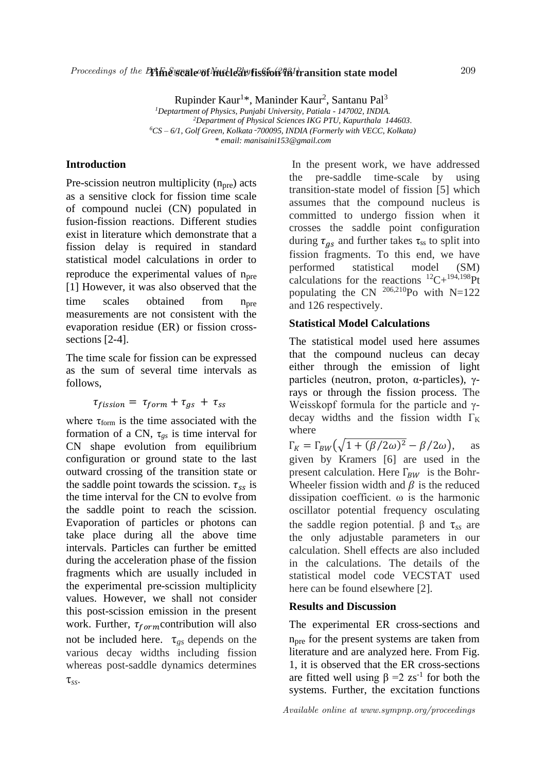# Time scale of nuclear fission in transition state model

Rupinder Kaur[1]*, Maninder Kaur[2], Santanu Pal[3]

[1]Deptartment of Physics, Punjabi University, Patiala - 147002, INDIA.
[2]Department of Physical Sciences IKG PTU, Kapurthala 144603.
[6]CS – 6/1, Golf Green, Kolkata -700095, INDIA (Formerly with VECC, Kolkata)
* email: manisaini153@gmail.com

## Introduction

Pre-scission neutron multiplicity ($n_{pre}$) acts as a sensitive clock for fission time scale of compound nuclei (CN) populated in fusion-fission reactions. Different studies exist in literature which demonstrate that a fission delay is required in standard statistical model calculations in order to reproduce the experimental values of $n_{pre}$ [1] However, it was also observed that the time scales obtained from $n_{pre}$ measurements are not consistent with the evaporation residue (ER) or fission cross-sections [2-4].

The time scale for fission can be expressed as the sum of several time intervals as follows,

$$\tau_{fission} = \tau_{form} + \tau_{gs} + \tau_{ss}$$

where $\tau_{form}$ is the time associated with the formation of a CN, $\tau_{gs}$ is time interval for CN shape evolution from equilibrium configuration or ground state to the last outward crossing of the transition state or the saddle point towards the scission. $\tau_{ss}$ is the time interval for the CN to evolve from the saddle point to reach the scission. Evaporation of particles or photons can take place during all the above time intervals. Particles can further be emitted during the acceleration phase of the fission fragments which are usually included in the experimental pre-scission multiplicity values. However, we shall not consider this post-scission emission in the present work. Further, $\tau_{form}$ contribution will also not be included here. $\tau_{gs}$ depends on the various decay widths including fission whereas post-saddle dynamics determines $\tau_{ss}$.

In the present work, we have addressed the pre-saddle time-scale by using transition-state model of fission [5] which assumes that the compound nucleus is committed to undergo fission when it crosses the saddle point configuration during $\tau_{gs}$ and further takes $\tau_{ss}$ to split into fission fragments. To this end, we have performed statistical model (SM) calculations for the reactions $^{12}C+^{194,198}Pt$ populating the CN $^{206,210}Po$ with N=122 and 126 respectively.

## Statistical Model Calculations

The statistical model used here assumes that the compound nucleus can decay either through the emission of light particles (neutron, proton, α-particles), γ-rays or through the fission process. The Weisskopf formula for the particle and γ-decay widths and the fission width $\Gamma_K$ where

$\Gamma_K = \Gamma_{BW}\left(\sqrt{1 + (\beta/2\omega)^2} - \beta/2\omega\right)$, as given by Kramers [6] are used in the present calculation. Here $\Gamma_{BW}$ is the Bohr-Wheeler fission width and $\beta$ is the reduced dissipation coefficient. ω is the harmonic oscillator potential frequency osculating the saddle region potential. β and $\tau_{ss}$ are the only adjustable parameters in our calculation. Shell effects are also included in the calculations. The details of the statistical model code VECSTAT used here can be found elsewhere [2].

## Results and Discussion

The experimental ER cross-sections and $n_{pre}$ for the present systems are taken from literature and are analyzed here. From Fig. 1, it is observed that the ER cross-sections are fitted well using $\beta = 2$ $zs^{-1}$ for both the systems. Further, the excitation functions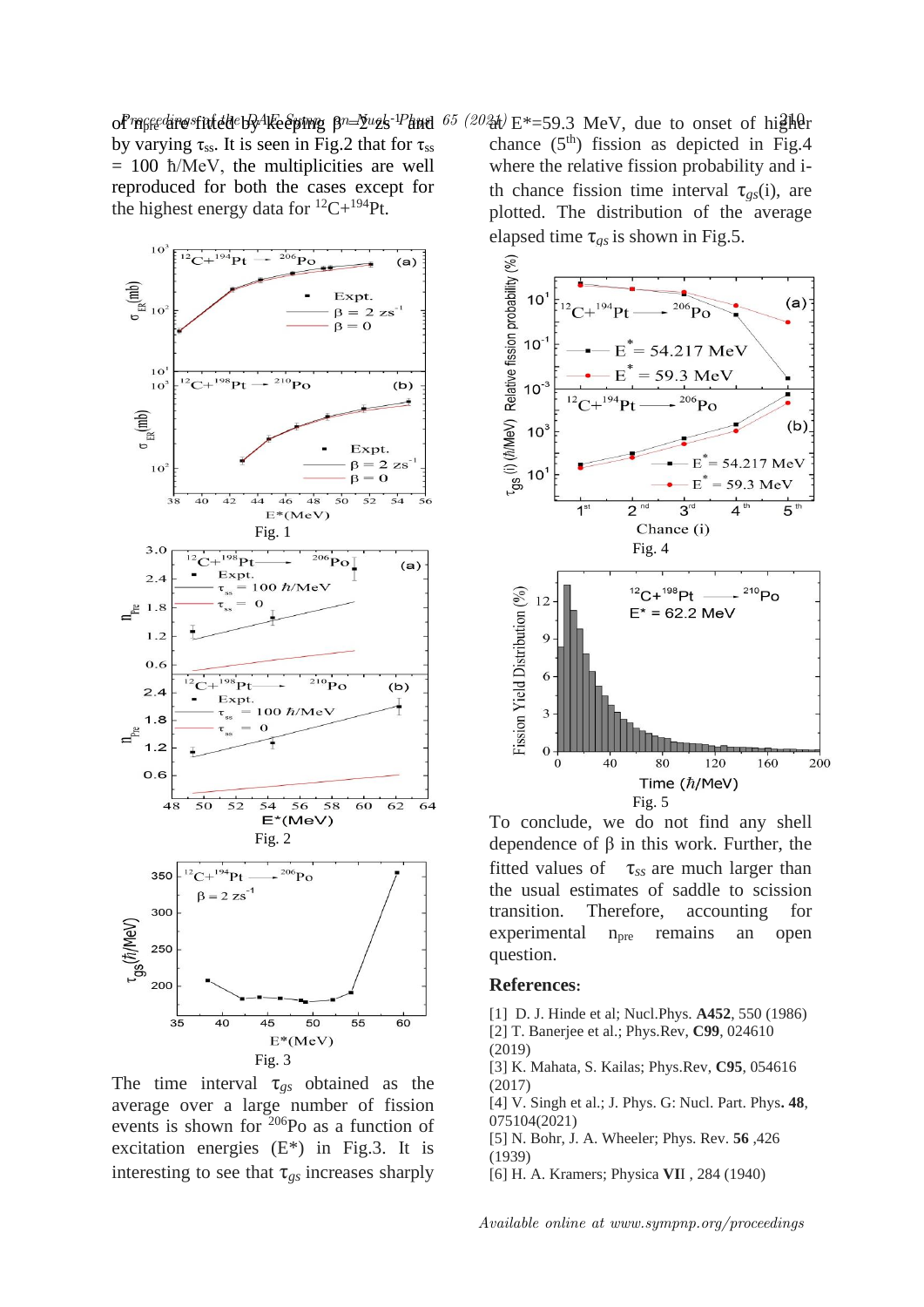of $n_{pre}$ are fitted by keeping $\beta$=2 zs$^{-1}$ and by varying $\tau_{ss}$. It is seen in Fig.2 that for $\tau_{ss}$ = 100 ħ/MeV, the multiplicities are well reproduced for both the cases except for the highest energy data for $^{12}$C+$^{194}$Pt.

$^{12}$C+$^{194}$Pt → $^{206}$Po (a)

$^{12}$C+$^{198}$Pt → $^{210}$Po (b)

$\sigma_{ER}$(mb)

Expt.

β = 2 zs$^{-1}$

β = 0

E*(MeV)

Fig. 1

$^{12}$C+$^{198}$Pt → $^{206}$Po (a)

$^{12}$C+$^{198}$Pt → $^{210}$Po (b)

$n_{Pre}$

Expt.

$\tau_{ss}$ = 100 ħ/MeV

$\tau_{ss}$ = 0

E*(MeV)

Fig. 2

$^{12}$C+$^{194}$Pt → $^{206}$Po

β = 2 zs$^{-1}$

$\tau_{gs}$(ħ/MeV)

E*(MeV)

Fig. 3

The time interval $\tau_{gs}$ obtained as the average over a large number of fission events is shown for $^{206}$Po as a function of excitation energies (E*) in Fig.3. It is interesting to see that $\tau_{gs}$ increases sharply at E*=59.3 MeV, due to onset of higher chance (5$^{th}$) fission as depicted in Fig.4 where the relative fission probability and i-th chance fission time interval $\tau_{gs}$(i), are plotted. The distribution of the average elapsed time $\tau_{gs}$ is shown in Fig.5.

Relative fission probability (%)

$\tau_{gs}$ (i) (ħ/MeV)

$^{12}$C+$^{194}$Pt → $^{206}$Po (a)

$^{12}$C+$^{194}$Pt → $^{206}$Po (b)

E* = 54.217 MeV

E* = 59.3 MeV

Chance (i)

Fig. 4

Fission Yield Distribution (%)

$^{12}$C+$^{198}$Pt → $^{210}$Po

E* = 62.2 MeV

Time (ħ/MeV)

Fig. 5

To conclude, we do not find any shell dependence of β in this work. Further, the fitted values of $\tau_{ss}$ are much larger than the usual estimates of saddle to scission transition. Therefore, accounting for experimental $n_{pre}$ remains an open question.

## References:

[1] D. J. Hinde et al; Nucl.Phys. **A452**, 550 (1986)

[2] T. Banerjee et al.; Phys.Rev, **C99**, 024610 (2019)

[3] K. Mahata, S. Kailas; Phys.Rev, **C95**, 054616 (2017)

[4] V. Singh et al.; J. Phys. G: Nucl. Part. Phys. **48**, 075104(2021)

[5] N. Bohr, J. A. Wheeler; Phys. Rev. **56** ,426 (1939)

[6] H. A. Kramers; Physica **VII** , 284 (1940)